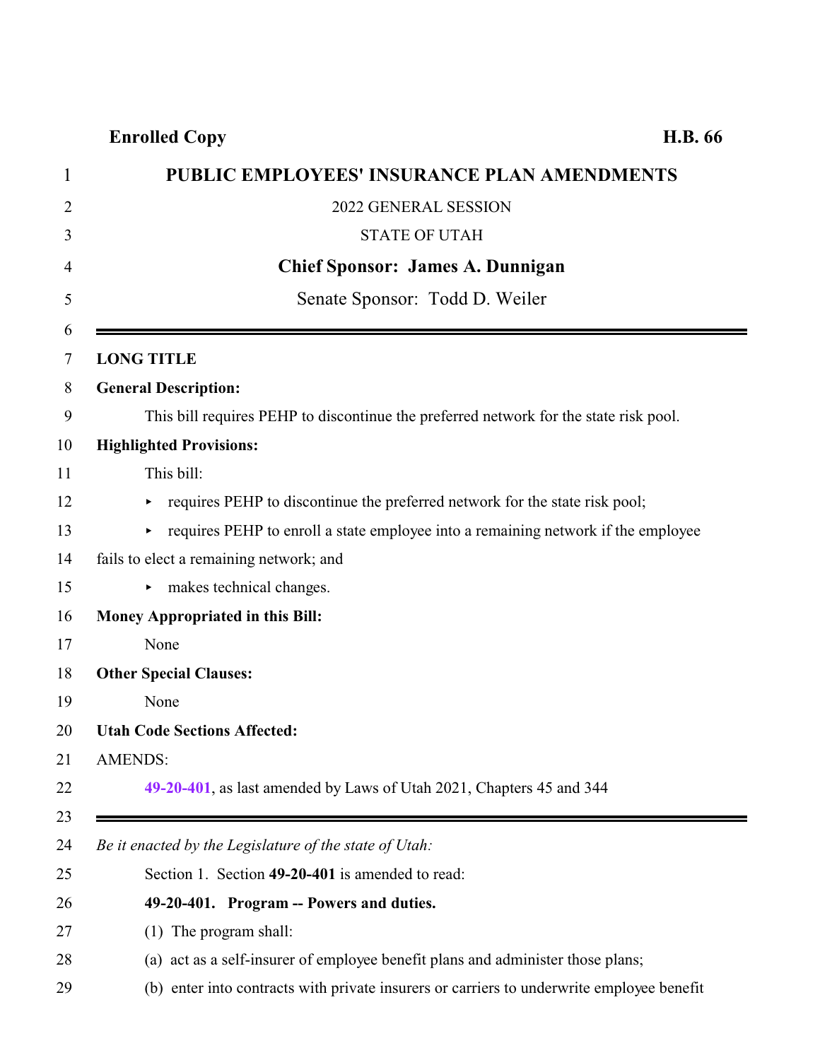**Enrolled Copy** **H.B. 66**

# PUBLIC EMPLOYEES' INSURANCE PLAN AMENDMENTS

2022 GENERAL SESSION

STATE OF UTAH

**Chief Sponsor: James A. Dunnigan**

Senate Sponsor: Todd D. Weiler

---

**LONG TITLE**

**General Description:**

This bill requires PEHP to discontinue the preferred network for the state risk pool.

**Highlighted Provisions:**

This bill:

- requires PEHP to discontinue the preferred network for the state risk pool;
- requires PEHP to enroll a state employee into a remaining network if the employee fails to elect a remaining network; and
- makes technical changes.

**Money Appropriated in this Bill:**

None

**Other Special Clauses:**

None

**Utah Code Sections Affected:**

AMENDS:

**49-20-401**, as last amended by Laws of Utah 2021, Chapters 45 and 344

---

*Be it enacted by the Legislature of the state of Utah:*

Section 1. Section **49-20-401** is amended to read:

**49-20-401. Program -- Powers and duties.**

(1) The program shall:

(a) act as a self-insurer of employee benefit plans and administer those plans;

(b) enter into contracts with private insurers or carriers to underwrite employee benefit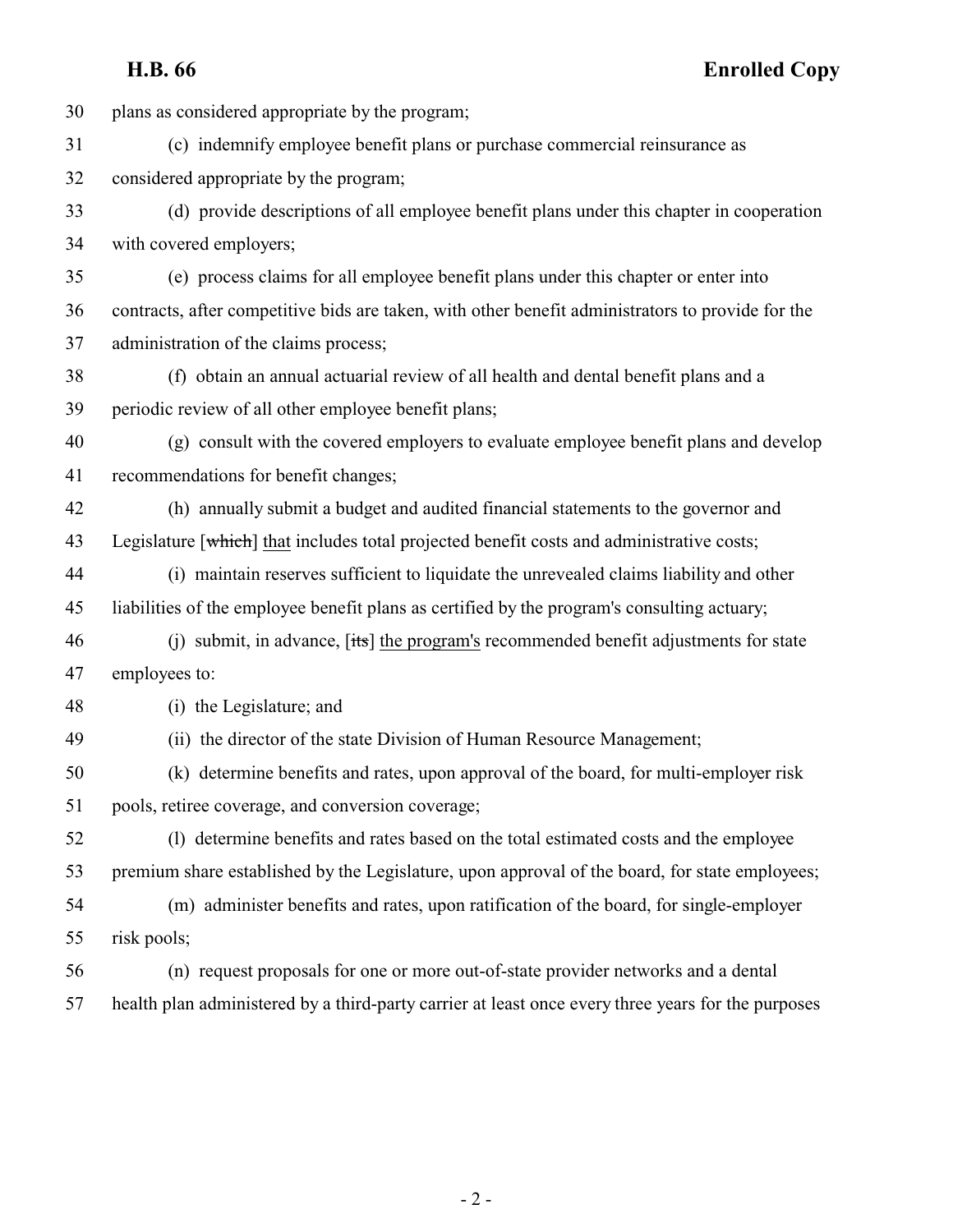plans as considered appropriate by the program;

(c) indemnify employee benefit plans or purchase commercial reinsurance as considered appropriate by the program;

(d) provide descriptions of all employee benefit plans under this chapter in cooperation with covered employers;

(e) process claims for all employee benefit plans under this chapter or enter into contracts, after competitive bids are taken, with other benefit administrators to provide for the administration of the claims process;

(f) obtain an annual actuarial review of all health and dental benefit plans and a periodic review of all other employee benefit plans;

(g) consult with the covered employers to evaluate employee benefit plans and develop recommendations for benefit changes;

(h) annually submit a budget and audited financial statements to the governor and Legislature [~~which~~] that includes total projected benefit costs and administrative costs;

(i) maintain reserves sufficient to liquidate the unrevealed claims liability and other liabilities of the employee benefit plans as certified by the program's consulting actuary;

(j) submit, in advance, [~~its~~] the program's recommended benefit adjustments for state employees to:

(i) the Legislature; and

(ii) the director of the state Division of Human Resource Management;

(k) determine benefits and rates, upon approval of the board, for multi-employer risk pools, retiree coverage, and conversion coverage;

(l) determine benefits and rates based on the total estimated costs and the employee premium share established by the Legislature, upon approval of the board, for state employees;

(m) administer benefits and rates, upon ratification of the board, for single-employer risk pools;

(n) request proposals for one or more out-of-state provider networks and a dental health plan administered by a third-party carrier at least once every three years for the purposes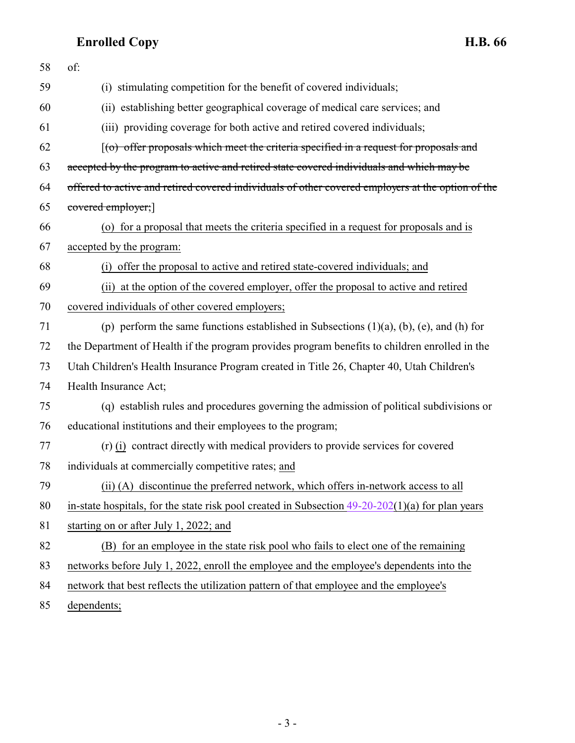of:

(i) stimulating competition for the benefit of covered individuals;

(ii) establishing better geographical coverage of medical care services; and

(iii) providing coverage for both active and retired covered individuals;

[~~(o) offer proposals which meet the criteria specified in a request for proposals and accepted by the program to active and retired state covered individuals and which may be offered to active and retired covered individuals of other covered employers at the option of the covered employer;~~]

(o) for a proposal that meets the criteria specified in a request for proposals and is accepted by the program:

(i) offer the proposal to active and retired state-covered individuals; and

(ii) at the option of the covered employer, offer the proposal to active and retired covered individuals of other covered employers;

(p) perform the same functions established in Subsections (1)(a), (b), (e), and (h) for the Department of Health if the program provides program benefits to children enrolled in the Utah Children's Health Insurance Program created in Title 26, Chapter 40, Utah Children's Health Insurance Act;

(q) establish rules and procedures governing the admission of political subdivisions or educational institutions and their employees to the program;

(r) (i) contract directly with medical providers to provide services for covered individuals at commercially competitive rates; and

(ii) (A) discontinue the preferred network, which offers in-network access to all in-state hospitals, for the state risk pool created in Subsection 49-20-202(1)(a) for plan years starting on or after July 1, 2022; and

(B) for an employee in the state risk pool who fails to elect one of the remaining networks before July 1, 2022, enroll the employee and the employee's dependents into the network that best reflects the utilization pattern of that employee and the employee's dependents;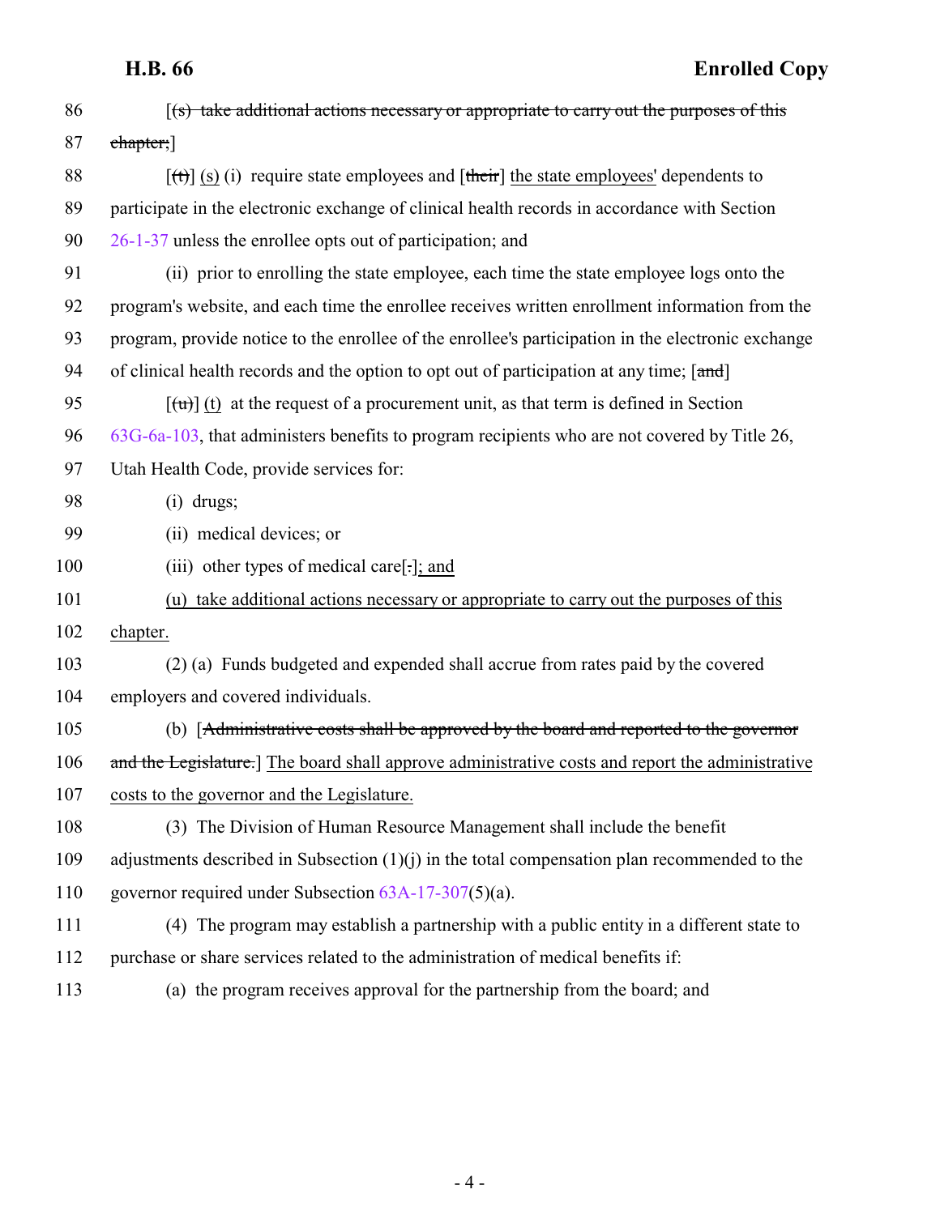86 [(s) take additional actions necessary or appropriate to carry out the purposes of this
87 chapter;]

88 [(t)] (s) (i) require state employees and [their] the state employees' dependents to
89 participate in the electronic exchange of clinical health records in accordance with Section
90 26-1-37 unless the enrollee opts out of participation; and

91 (ii) prior to enrolling the state employee, each time the state employee logs onto the
92 program's website, and each time the enrollee receives written enrollment information from the
93 program, provide notice to the enrollee of the enrollee's participation in the electronic exchange
94 of clinical health records and the option to opt out of participation at any time; [and]

95 [(u)] (t) at the request of a procurement unit, as that term is defined in Section
96 63G-6a-103, that administers benefits to program recipients who are not covered by Title 26,
97 Utah Health Code, provide services for:

98 (i) drugs;

99 (ii) medical devices; or

100 (iii) other types of medical care[.]; and

101 (u) take additional actions necessary or appropriate to carry out the purposes of this
102 chapter.

103 (2) (a) Funds budgeted and expended shall accrue from rates paid by the covered
104 employers and covered individuals.

105 (b) [Administrative costs shall be approved by the board and reported to the governor
106 and the Legislature.] The board shall approve administrative costs and report the administrative
107 costs to the governor and the Legislature.

108 (3) The Division of Human Resource Management shall include the benefit
109 adjustments described in Subsection (1)(j) in the total compensation plan recommended to the
110 governor required under Subsection 63A-17-307(5)(a).

111 (4) The program may establish a partnership with a public entity in a different state to
112 purchase or share services related to the administration of medical benefits if:

113 (a) the program receives approval for the partnership from the board; and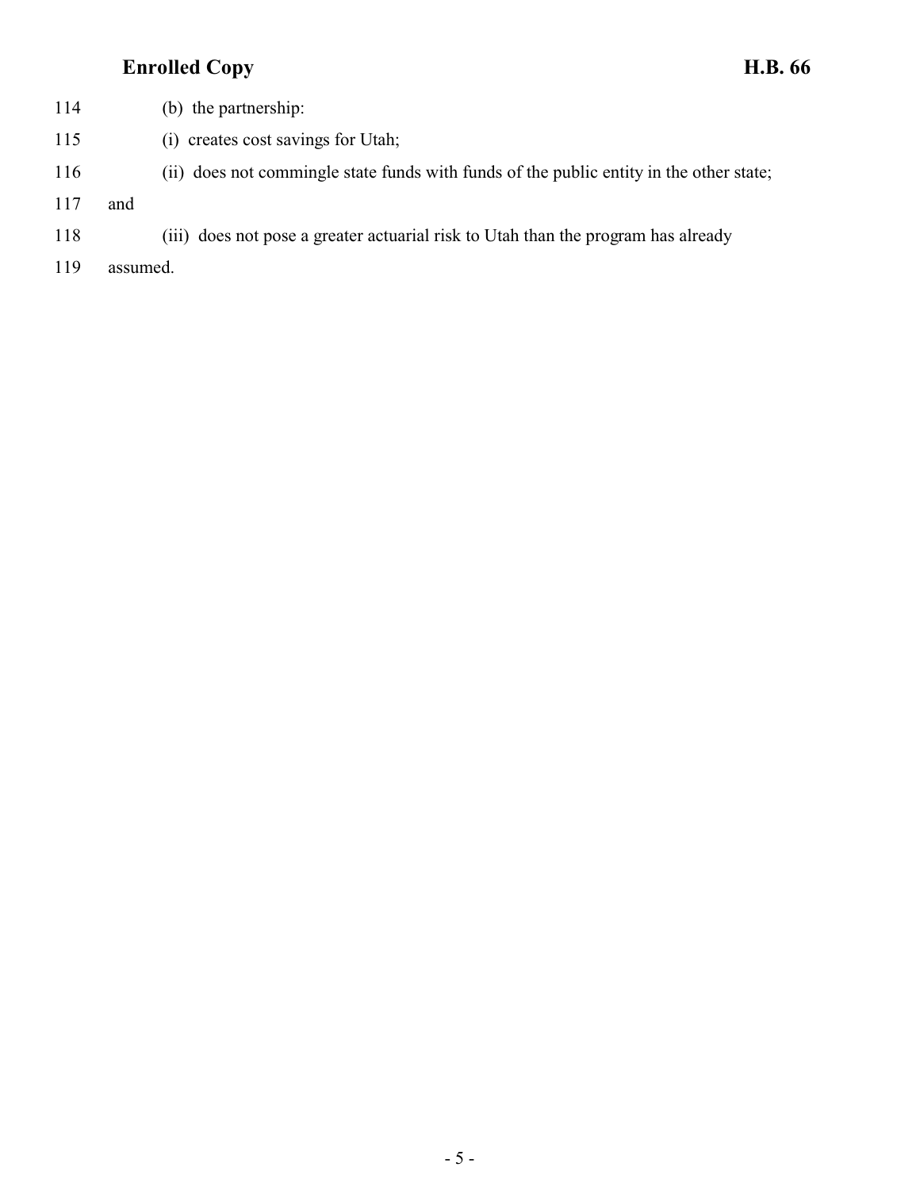(b) the partnership:

(i) creates cost savings for Utah;

(ii) does not commingle state funds with funds of the public entity in the other state; and

(iii) does not pose a greater actuarial risk to Utah than the program has already assumed.